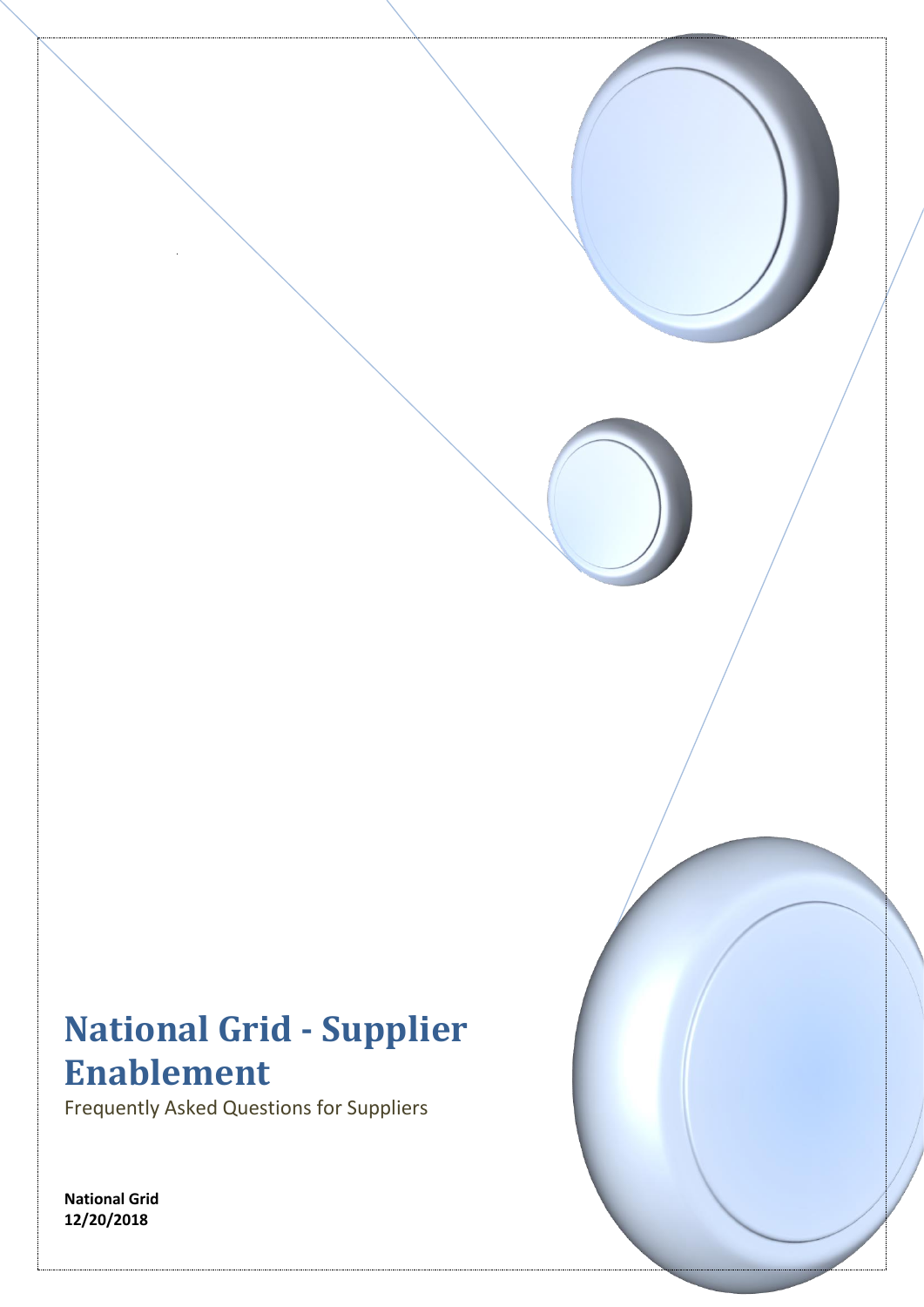# National Grid - Supplier Enablement

Frequently Asked Questions for Suppliers

**National Grid**
**12/20/2018**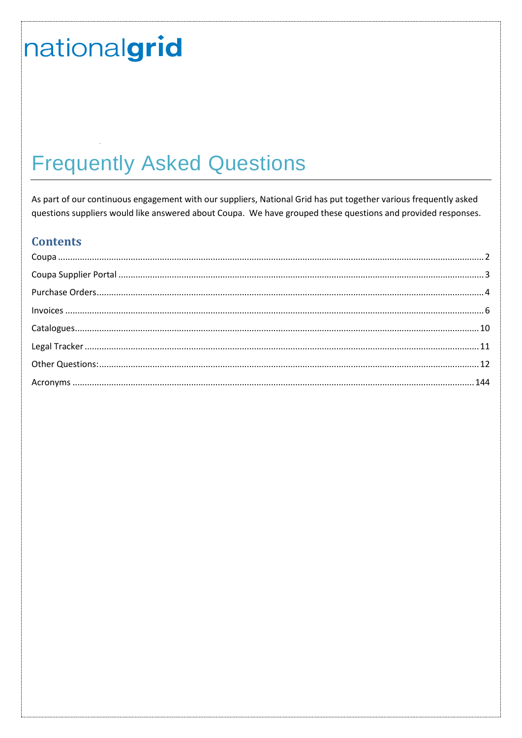nationalgrid

# Frequently Asked Questions

As part of our continuous engagement with our suppliers, National Grid has put together various frequently asked questions suppliers would like answered about Coupa. We have grouped these questions and provided responses.

## Contents

- Coupa .......... 2
- Coupa Supplier Portal .......... 3
- Purchase Orders .......... 4
- Invoices .......... 6
- Catalogues .......... 10
- Legal Tracker .......... 11
- Other Questions: .......... 12
- Acronyms .......... 144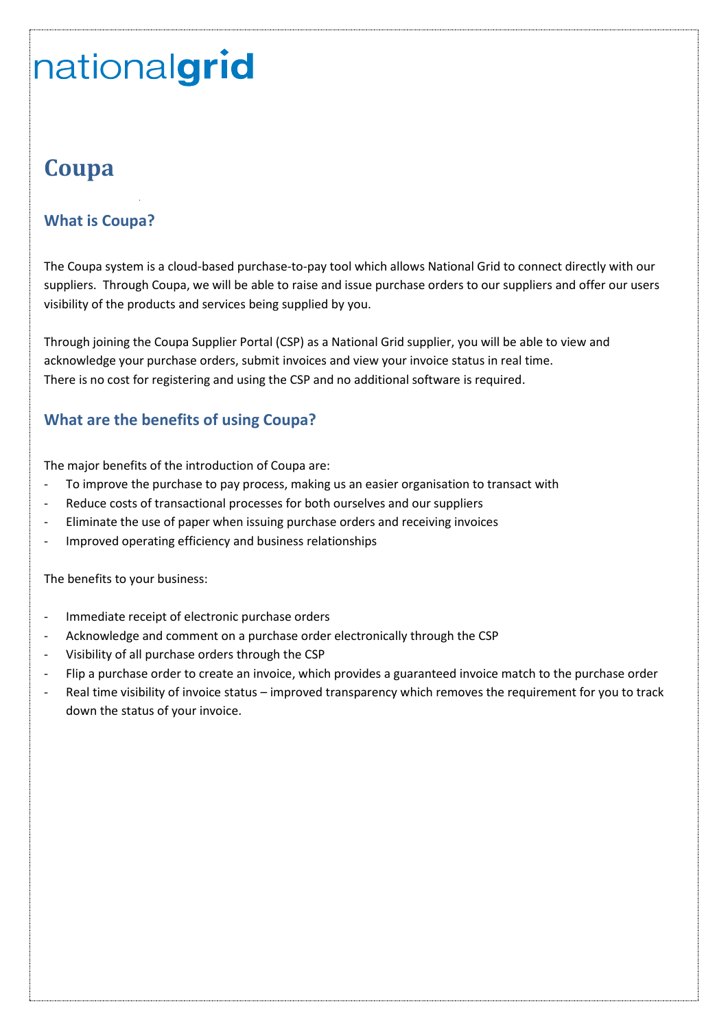nationalgrid

# Coupa

## What is Coupa?

The Coupa system is a cloud-based purchase-to-pay tool which allows National Grid to connect directly with our suppliers. Through Coupa, we will be able to raise and issue purchase orders to our suppliers and offer our users visibility of the products and services being supplied by you.

Through joining the Coupa Supplier Portal (CSP) as a National Grid supplier, you will be able to view and acknowledge your purchase orders, submit invoices and view your invoice status in real time.
There is no cost for registering and using the CSP and no additional software is required.

## What are the benefits of using Coupa?

The major benefits of the introduction of Coupa are:

- To improve the purchase to pay process, making us an easier organisation to transact with
- Reduce costs of transactional processes for both ourselves and our suppliers
- Eliminate the use of paper when issuing purchase orders and receiving invoices
- Improved operating efficiency and business relationships

The benefits to your business:

- Immediate receipt of electronic purchase orders
- Acknowledge and comment on a purchase order electronically through the CSP
- Visibility of all purchase orders through the CSP
- Flip a purchase order to create an invoice, which provides a guaranteed invoice match to the purchase order
- Real time visibility of invoice status – improved transparency which removes the requirement for you to track down the status of your invoice.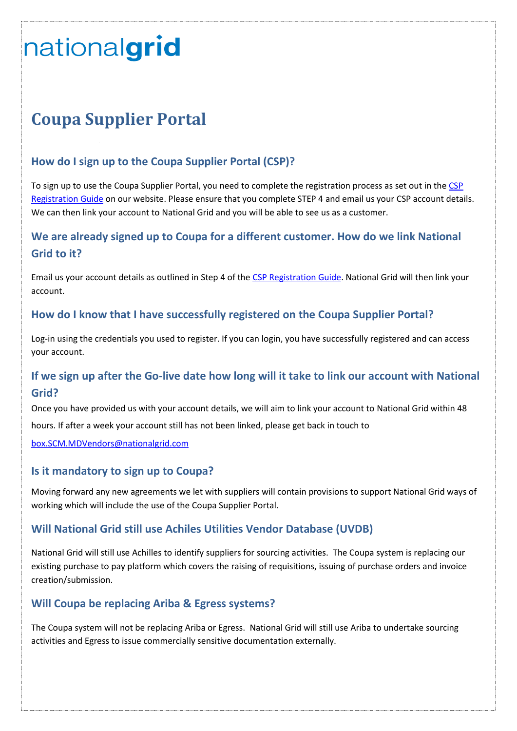nationalgrid

# Coupa Supplier Portal

## How do I sign up to the Coupa Supplier Portal (CSP)?

To sign up to use the Coupa Supplier Portal, you need to complete the registration process as set out in the CSP Registration Guide on our website. Please ensure that you complete STEP 4 and email us your CSP account details. We can then link your account to National Grid and you will be able to see us as a customer.

## We are already signed up to Coupa for a different customer. How do we link National Grid to it?

Email us your account details as outlined in Step 4 of the CSP Registration Guide. National Grid will then link your account.

## How do I know that I have successfully registered on the Coupa Supplier Portal?

Log-in using the credentials you used to register. If you can login, you have successfully registered and can access your account.

## If we sign up after the Go-live date how long will it take to link our account with National Grid?

Once you have provided us with your account details, we will aim to link your account to National Grid within 48 hours. If after a week your account still has not been linked, please get back in touch to

box.SCM.MDVendors@nationalgrid.com

## Is it mandatory to sign up to Coupa?

Moving forward any new agreements we let with suppliers will contain provisions to support National Grid ways of working which will include the use of the Coupa Supplier Portal.

## Will National Grid still use Achiles Utilities Vendor Database (UVDB)

National Grid will still use Achilles to identify suppliers for sourcing activities. The Coupa system is replacing our existing purchase to pay platform which covers the raising of requisitions, issuing of purchase orders and invoice creation/submission.

## Will Coupa be replacing Ariba & Egress systems?

The Coupa system will not be replacing Ariba or Egress. National Grid will still use Ariba to undertake sourcing activities and Egress to issue commercially sensitive documentation externally.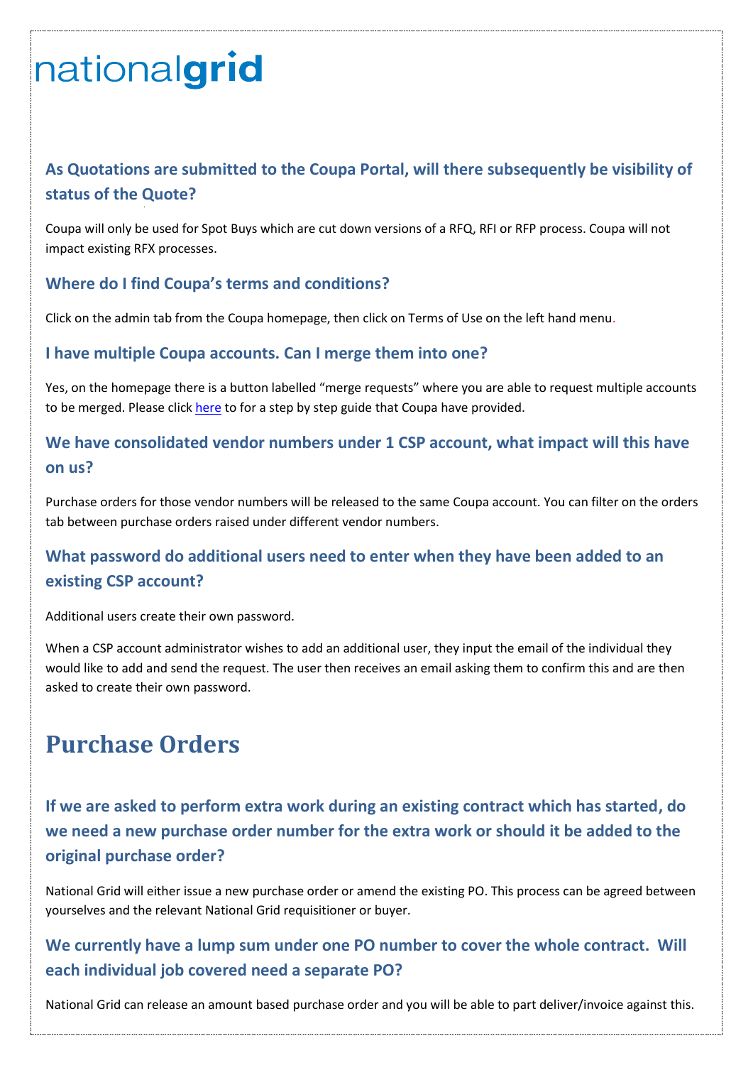nationalgrid

### As Quotations are submitted to the Coupa Portal, will there subsequently be visibility of status of the Quote?

Coupa will only be used for Spot Buys which are cut down versions of a RFQ, RFI or RFP process. Coupa will not impact existing RFX processes.

### Where do I find Coupa's terms and conditions?

Click on the admin tab from the Coupa homepage, then click on Terms of Use on the left hand menu.

### I have multiple Coupa accounts. Can I merge them into one?

Yes, on the homepage there is a button labelled "merge requests" where you are able to request multiple accounts to be merged. Please click here to for a step by step guide that Coupa have provided.

### We have consolidated vendor numbers under 1 CSP account, what impact will this have on us?

Purchase orders for those vendor numbers will be released to the same Coupa account. You can filter on the orders tab between purchase orders raised under different vendor numbers.

### What password do additional users need to enter when they have been added to an existing CSP account?

Additional users create their own password.

When a CSP account administrator wishes to add an additional user, they input the email of the individual they would like to add and send the request. The user then receives an email asking them to confirm this and are then asked to create their own password.

## Purchase Orders

### If we are asked to perform extra work during an existing contract which has started, do we need a new purchase order number for the extra work or should it be added to the original purchase order?

National Grid will either issue a new purchase order or amend the existing PO. This process can be agreed between yourselves and the relevant National Grid requisitioner or buyer.

### We currently have a lump sum under one PO number to cover the whole contract. Will each individual job covered need a separate PO?

National Grid can release an amount based purchase order and you will be able to part deliver/invoice against this.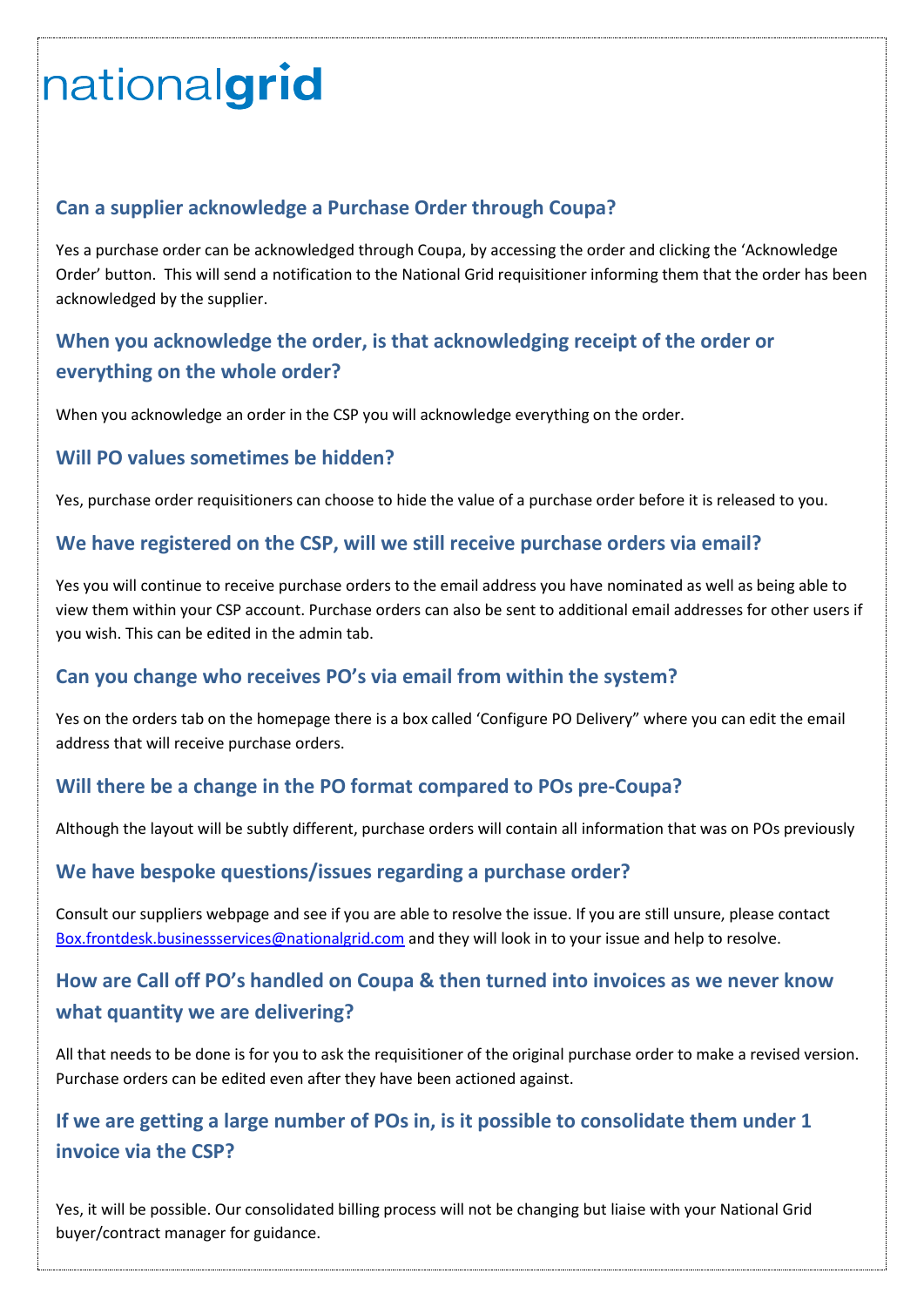nationalgrid

## Can a supplier acknowledge a Purchase Order through Coupa?

Yes a purchase order can be acknowledged through Coupa, by accessing the order and clicking the 'Acknowledge Order' button. This will send a notification to the National Grid requisitioner informing them that the order has been acknowledged by the supplier.

## When you acknowledge the order, is that acknowledging receipt of the order or everything on the whole order?

When you acknowledge an order in the CSP you will acknowledge everything on the order.

## Will PO values sometimes be hidden?

Yes, purchase order requisitioners can choose to hide the value of a purchase order before it is released to you.

## We have registered on the CSP, will we still receive purchase orders via email?

Yes you will continue to receive purchase orders to the email address you have nominated as well as being able to view them within your CSP account. Purchase orders can also be sent to additional email addresses for other users if you wish. This can be edited in the admin tab.

## Can you change who receives PO's via email from within the system?

Yes on the orders tab on the homepage there is a box called 'Configure PO Delivery" where you can edit the email address that will receive purchase orders.

## Will there be a change in the PO format compared to POs pre-Coupa?

Although the layout will be subtly different, purchase orders will contain all information that was on POs previously

## We have bespoke questions/issues regarding a purchase order?

Consult our suppliers webpage and see if you are able to resolve the issue. If you are still unsure, please contact Box.frontdesk.businessservices@nationalgrid.com and they will look in to your issue and help to resolve.

## How are Call off PO's handled on Coupa & then turned into invoices as we never know what quantity we are delivering?

All that needs to be done is for you to ask the requisitioner of the original purchase order to make a revised version. Purchase orders can be edited even after they have been actioned against.

## If we are getting a large number of POs in, is it possible to consolidate them under 1 invoice via the CSP?

Yes, it will be possible. Our consolidated billing process will not be changing but liaise with your National Grid buyer/contract manager for guidance.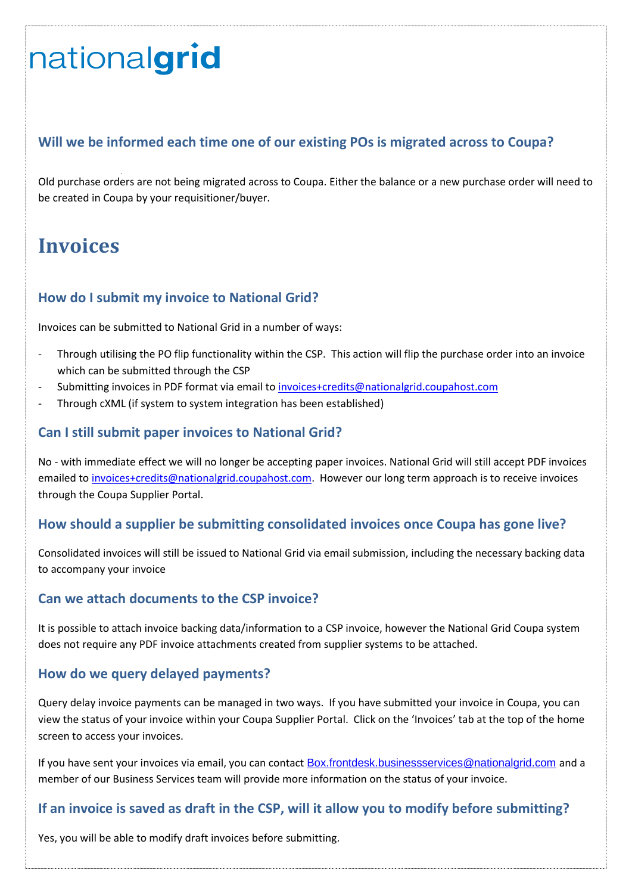# nationalgrid

### Will we be informed each time one of our existing POs is migrated across to Coupa?

Old purchase orders are not being migrated across to Coupa. Either the balance or a new purchase order will need to be created in Coupa by your requisitioner/buyer.

## Invoices

### How do I submit my invoice to National Grid?

Invoices can be submitted to National Grid in a number of ways:

- Through utilising the PO flip functionality within the CSP. This action will flip the purchase order into an invoice which can be submitted through the CSP
- Submitting invoices in PDF format via email to invoices+credits@nationalgrid.coupahost.com
- Through cXML (if system to system integration has been established)

### Can I still submit paper invoices to National Grid?

No - with immediate effect we will no longer be accepting paper invoices. National Grid will still accept PDF invoices emailed to invoices+credits@nationalgrid.coupahost.com. However our long term approach is to receive invoices through the Coupa Supplier Portal.

### How should a supplier be submitting consolidated invoices once Coupa has gone live?

Consolidated invoices will still be issued to National Grid via email submission, including the necessary backing data to accompany your invoice

### Can we attach documents to the CSP invoice?

It is possible to attach invoice backing data/information to a CSP invoice, however the National Grid Coupa system does not require any PDF invoice attachments created from supplier systems to be attached.

### How do we query delayed payments?

Query delay invoice payments can be managed in two ways. If you have submitted your invoice in Coupa, you can view the status of your invoice within your Coupa Supplier Portal. Click on the 'Invoices' tab at the top of the home screen to access your invoices.

If you have sent your invoices via email, you can contact Box.frontdesk.businessservices@nationalgrid.com and a member of our Business Services team will provide more information on the status of your invoice.

### If an invoice is saved as draft in the CSP, will it allow you to modify before submitting?

Yes, you will be able to modify draft invoices before submitting.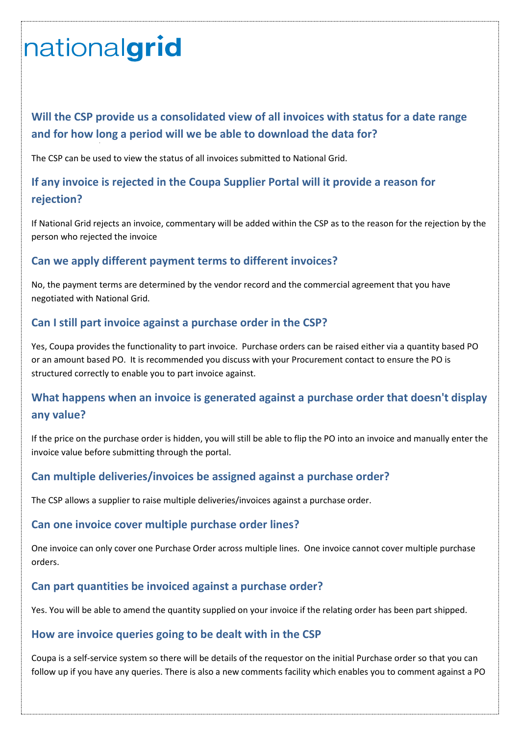# nationalgrid

## Will the CSP provide us a consolidated view of all invoices with status for a date range and for how long a period will we be able to download the data for?

The CSP can be used to view the status of all invoices submitted to National Grid.

## If any invoice is rejected in the Coupa Supplier Portal will it provide a reason for rejection?

If National Grid rejects an invoice, commentary will be added within the CSP as to the reason for the rejection by the person who rejected the invoice

## Can we apply different payment terms to different invoices?

No, the payment terms are determined by the vendor record and the commercial agreement that you have negotiated with National Grid.

## Can I still part invoice against a purchase order in the CSP?

Yes, Coupa provides the functionality to part invoice. Purchase orders can be raised either via a quantity based PO or an amount based PO. It is recommended you discuss with your Procurement contact to ensure the PO is structured correctly to enable you to part invoice against.

## What happens when an invoice is generated against a purchase order that doesn't display any value?

If the price on the purchase order is hidden, you will still be able to flip the PO into an invoice and manually enter the invoice value before submitting through the portal.

## Can multiple deliveries/invoices be assigned against a purchase order?

The CSP allows a supplier to raise multiple deliveries/invoices against a purchase order.

## Can one invoice cover multiple purchase order lines?

One invoice can only cover one Purchase Order across multiple lines. One invoice cannot cover multiple purchase orders.

## Can part quantities be invoiced against a purchase order?

Yes. You will be able to amend the quantity supplied on your invoice if the relating order has been part shipped.

## How are invoice queries going to be dealt with in the CSP

Coupa is a self-service system so there will be details of the requestor on the initial Purchase order so that you can follow up if you have any queries. There is also a new comments facility which enables you to comment against a PO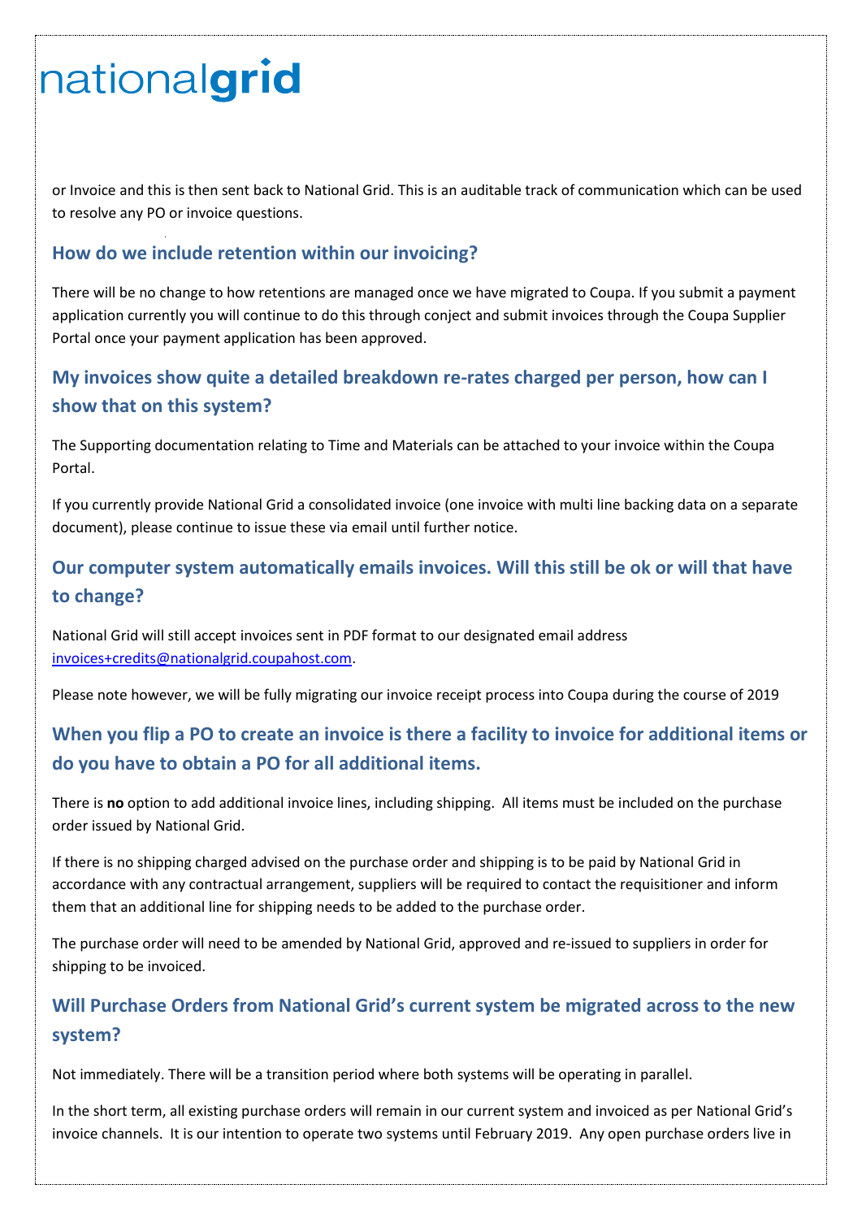or Invoice and this is then sent back to National Grid. This is an auditable track of communication which can be used to resolve any PO or invoice questions.

## How do we include retention within our invoicing?

There will be no change to how retentions are managed once we have migrated to Coupa. If you submit a payment application currently you will continue to do this through conject and submit invoices through the Coupa Supplier Portal once your payment application has been approved.

## My invoices show quite a detailed breakdown re-rates charged per person, how can I show that on this system?

The Supporting documentation relating to Time and Materials can be attached to your invoice within the Coupa Portal.

If you currently provide National Grid a consolidated invoice (one invoice with multi line backing data on a separate document), please continue to issue these via email until further notice.

## Our computer system automatically emails invoices. Will this still be ok or will that have to change?

National Grid will still accept invoices sent in PDF format to our designated email address invoices+credits@nationalgrid.coupahost.com.

Please note however, we will be fully migrating our invoice receipt process into Coupa during the course of 2019

## When you flip a PO to create an invoice is there a facility to invoice for additional items or do you have to obtain a PO for all additional items.

There is **no** option to add additional invoice lines, including shipping. All items must be included on the purchase order issued by National Grid.

If there is no shipping charged advised on the purchase order and shipping is to be paid by National Grid in accordance with any contractual arrangement, suppliers will be required to contact the requisitioner and inform them that an additional line for shipping needs to be added to the purchase order.

The purchase order will need to be amended by National Grid, approved and re-issued to suppliers in order for shipping to be invoiced.

## Will Purchase Orders from National Grid's current system be migrated across to the new system?

Not immediately. There will be a transition period where both systems will be operating in parallel.

In the short term, all existing purchase orders will remain in our current system and invoiced as per National Grid's invoice channels. It is our intention to operate two systems until February 2019. Any open purchase orders live in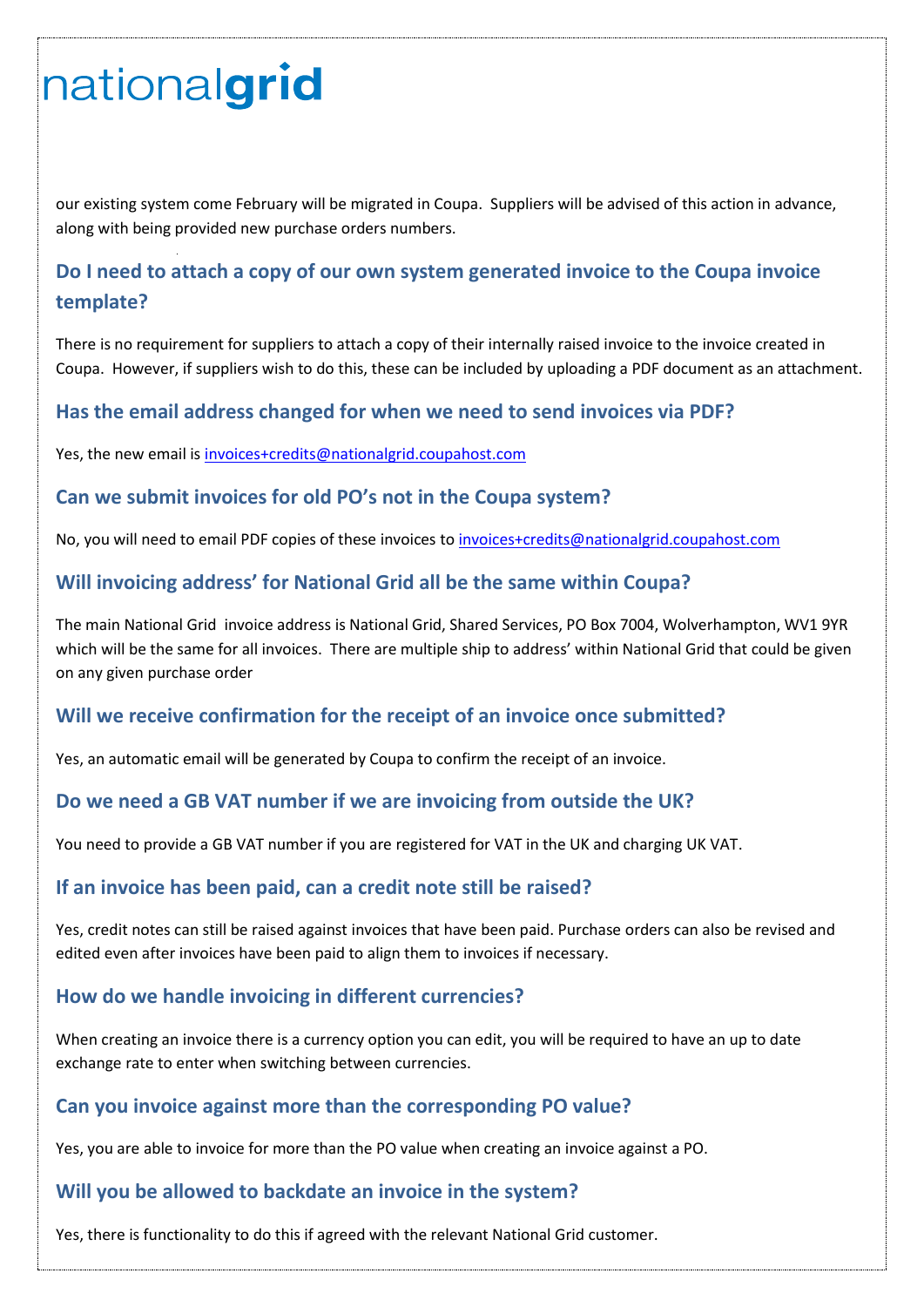our existing system come February will be migrated in Coupa. Suppliers will be advised of this action in advance, along with being provided new purchase orders numbers.

## Do I need to attach a copy of our own system generated invoice to the Coupa invoice template?

There is no requirement for suppliers to attach a copy of their internally raised invoice to the invoice created in Coupa. However, if suppliers wish to do this, these can be included by uploading a PDF document as an attachment.

## Has the email address changed for when we need to send invoices via PDF?

Yes, the new email is invoices+credits@nationalgrid.coupahost.com

## Can we submit invoices for old PO's not in the Coupa system?

No, you will need to email PDF copies of these invoices to invoices+credits@nationalgrid.coupahost.com

## Will invoicing address' for National Grid all be the same within Coupa?

The main National Grid invoice address is National Grid, Shared Services, PO Box 7004, Wolverhampton, WV1 9YR which will be the same for all invoices. There are multiple ship to address' within National Grid that could be given on any given purchase order

## Will we receive confirmation for the receipt of an invoice once submitted?

Yes, an automatic email will be generated by Coupa to confirm the receipt of an invoice.

## Do we need a GB VAT number if we are invoicing from outside the UK?

You need to provide a GB VAT number if you are registered for VAT in the UK and charging UK VAT.

## If an invoice has been paid, can a credit note still be raised?

Yes, credit notes can still be raised against invoices that have been paid. Purchase orders can also be revised and edited even after invoices have been paid to align them to invoices if necessary.

## How do we handle invoicing in different currencies?

When creating an invoice there is a currency option you can edit, you will be required to have an up to date exchange rate to enter when switching between currencies.

## Can you invoice against more than the corresponding PO value?

Yes, you are able to invoice for more than the PO value when creating an invoice against a PO.

## Will you be allowed to backdate an invoice in the system?

Yes, there is functionality to do this if agreed with the relevant National Grid customer.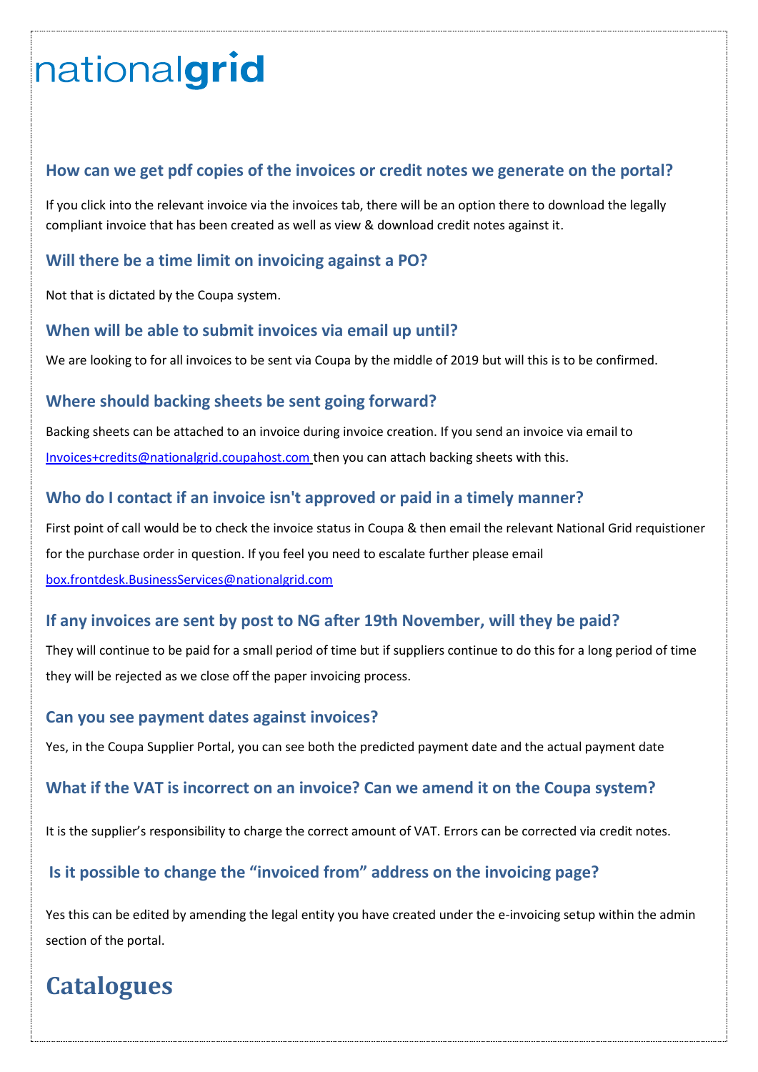nationalgrid

### How can we get pdf copies of the invoices or credit notes we generate on the portal?

If you click into the relevant invoice via the invoices tab, there will be an option there to download the legally compliant invoice that has been created as well as view & download credit notes against it.

### Will there be a time limit on invoicing against a PO?

Not that is dictated by the Coupa system.

### When will be able to submit invoices via email up until?

We are looking to for all invoices to be sent via Coupa by the middle of 2019 but will this is to be confirmed.

### Where should backing sheets be sent going forward?

Backing sheets can be attached to an invoice during invoice creation. If you send an invoice via email to Invoices+credits@nationalgrid.coupahost.com then you can attach backing sheets with this.

### Who do I contact if an invoice isn't approved or paid in a timely manner?

First point of call would be to check the invoice status in Coupa & then email the relevant National Grid requistioner for the purchase order in question. If you feel you need to escalate further please email box.frontdesk.BusinessServices@nationalgrid.com

### If any invoices are sent by post to NG after 19th November, will they be paid?

They will continue to be paid for a small period of time but if suppliers continue to do this for a long period of time they will be rejected as we close off the paper invoicing process.

### Can you see payment dates against invoices?

Yes, in the Coupa Supplier Portal, you can see both the predicted payment date and the actual payment date

### What if the VAT is incorrect on an invoice? Can we amend it on the Coupa system?

It is the supplier's responsibility to charge the correct amount of VAT. Errors can be corrected via credit notes.

### Is it possible to change the "invoiced from" address on the invoicing page?

Yes this can be edited by amending the legal entity you have created under the e-invoicing setup within the admin section of the portal.

# Catalogues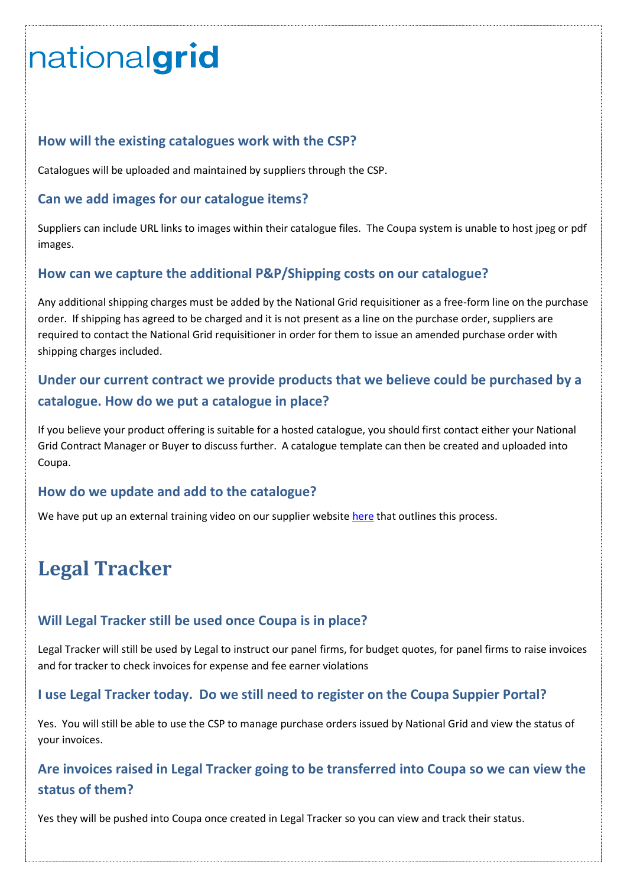### How will the existing catalogues work with the CSP?

Catalogues will be uploaded and maintained by suppliers through the CSP.

### Can we add images for our catalogue items?

Suppliers can include URL links to images within their catalogue files. The Coupa system is unable to host jpeg or pdf images.

### How can we capture the additional P&P/Shipping costs on our catalogue?

Any additional shipping charges must be added by the National Grid requisitioner as a free-form line on the purchase order. If shipping has agreed to be charged and it is not present as a line on the purchase order, suppliers are required to contact the National Grid requisitioner in order for them to issue an amended purchase order with shipping charges included.

### Under our current contract we provide products that we believe could be purchased by a catalogue. How do we put a catalogue in place?

If you believe your product offering is suitable for a hosted catalogue, you should first contact either your National Grid Contract Manager or Buyer to discuss further. A catalogue template can then be created and uploaded into Coupa.

### How do we update and add to the catalogue?

We have put up an external training video on our supplier website here that outlines this process.

## Legal Tracker

### Will Legal Tracker still be used once Coupa is in place?

Legal Tracker will still be used by Legal to instruct our panel firms, for budget quotes, for panel firms to raise invoices and for tracker to check invoices for expense and fee earner violations

### I use Legal Tracker today. Do we still need to register on the Coupa Suppier Portal?

Yes. You will still be able to use the CSP to manage purchase orders issued by National Grid and view the status of your invoices.

### Are invoices raised in Legal Tracker going to be transferred into Coupa so we can view the status of them?

Yes they will be pushed into Coupa once created in Legal Tracker so you can view and track their status.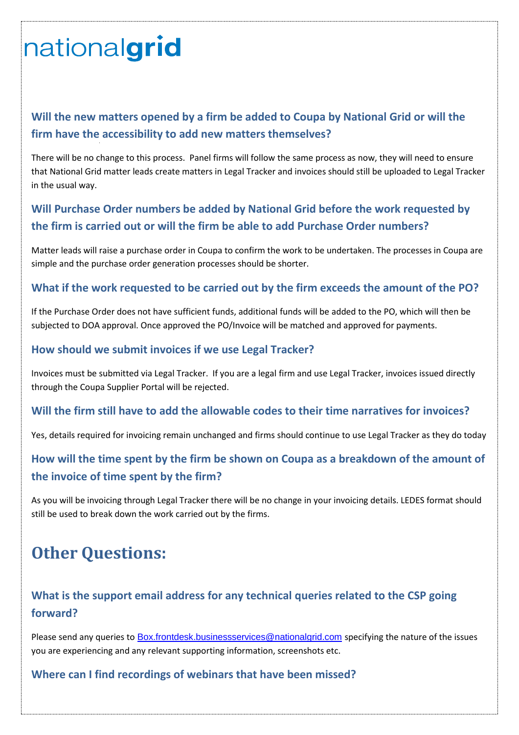nationalgrid

### Will the new matters opened by a firm be added to Coupa by National Grid or will the firm have the accessibility to add new matters themselves?

There will be no change to this process. Panel firms will follow the same process as now, they will need to ensure that National Grid matter leads create matters in Legal Tracker and invoices should still be uploaded to Legal Tracker in the usual way.

### Will Purchase Order numbers be added by National Grid before the work requested by the firm is carried out or will the firm be able to add Purchase Order numbers?

Matter leads will raise a purchase order in Coupa to confirm the work to be undertaken. The processes in Coupa are simple and the purchase order generation processes should be shorter.

### What if the work requested to be carried out by the firm exceeds the amount of the PO?

If the Purchase Order does not have sufficient funds, additional funds will be added to the PO, which will then be subjected to DOA approval. Once approved the PO/Invoice will be matched and approved for payments.

### How should we submit invoices if we use Legal Tracker?

Invoices must be submitted via Legal Tracker. If you are a legal firm and use Legal Tracker, invoices issued directly through the Coupa Supplier Portal will be rejected.

### Will the firm still have to add the allowable codes to their time narratives for invoices?

Yes, details required for invoicing remain unchanged and firms should continue to use Legal Tracker as they do today

### How will the time spent by the firm be shown on Coupa as a breakdown of the amount of the invoice of time spent by the firm?

As you will be invoicing through Legal Tracker there will be no change in your invoicing details. LEDES format should still be used to break down the work carried out by the firms.

## Other Questions:

### What is the support email address for any technical queries related to the CSP going forward?

Please send any queries to Box.frontdesk.businessservices@nationalgrid.com specifying the nature of the issues you are experiencing and any relevant supporting information, screenshots etc.

### Where can I find recordings of webinars that have been missed?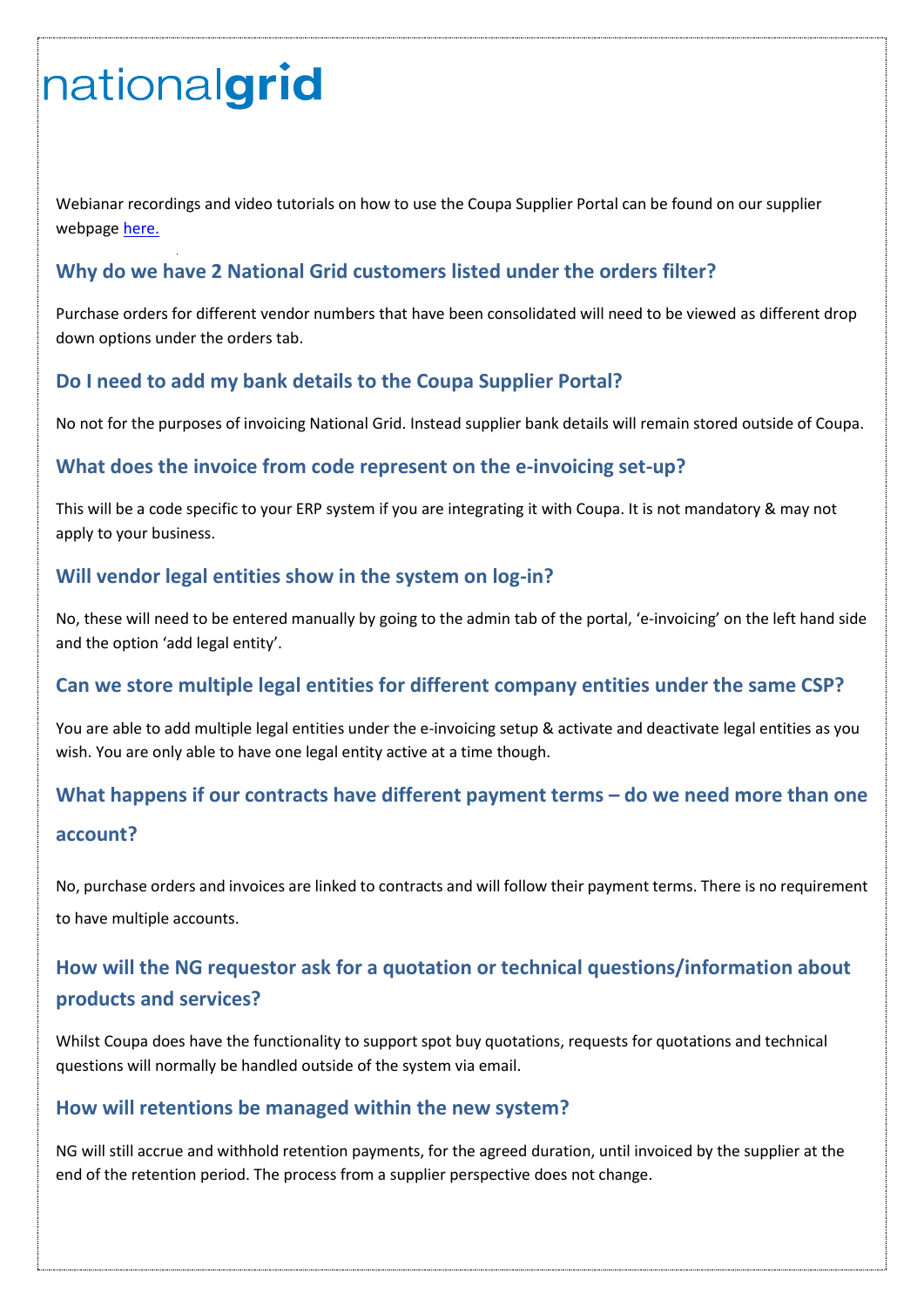nationalgrid

Webianar recordings and video tutorials on how to use the Coupa Supplier Portal can be found on our supplier webpage [here.](#)

### Why do we have 2 National Grid customers listed under the orders filter?

Purchase orders for different vendor numbers that have been consolidated will need to be viewed as different drop down options under the orders tab.

### Do I need to add my bank details to the Coupa Supplier Portal?

No not for the purposes of invoicing National Grid. Instead supplier bank details will remain stored outside of Coupa.

### What does the invoice from code represent on the e-invoicing set-up?

This will be a code specific to your ERP system if you are integrating it with Coupa. It is not mandatory & may not apply to your business.

### Will vendor legal entities show in the system on log-in?

No, these will need to be entered manually by going to the admin tab of the portal, 'e-invoicing' on the left hand side and the option 'add legal entity'.

### Can we store multiple legal entities for different company entities under the same CSP?

You are able to add multiple legal entities under the e-invoicing setup & activate and deactivate legal entities as you wish. You are only able to have one legal entity active at a time though.

### What happens if our contracts have different payment terms – do we need more than one account?

No, purchase orders and invoices are linked to contracts and will follow their payment terms. There is no requirement to have multiple accounts.

### How will the NG requestor ask for a quotation or technical questions/information about products and services?

Whilst Coupa does have the functionality to support spot buy quotations, requests for quotations and technical questions will normally be handled outside of the system via email.

### How will retentions be managed within the new system?

NG will still accrue and withhold retention payments, for the agreed duration, until invoiced by the supplier at the end of the retention period. The process from a supplier perspective does not change.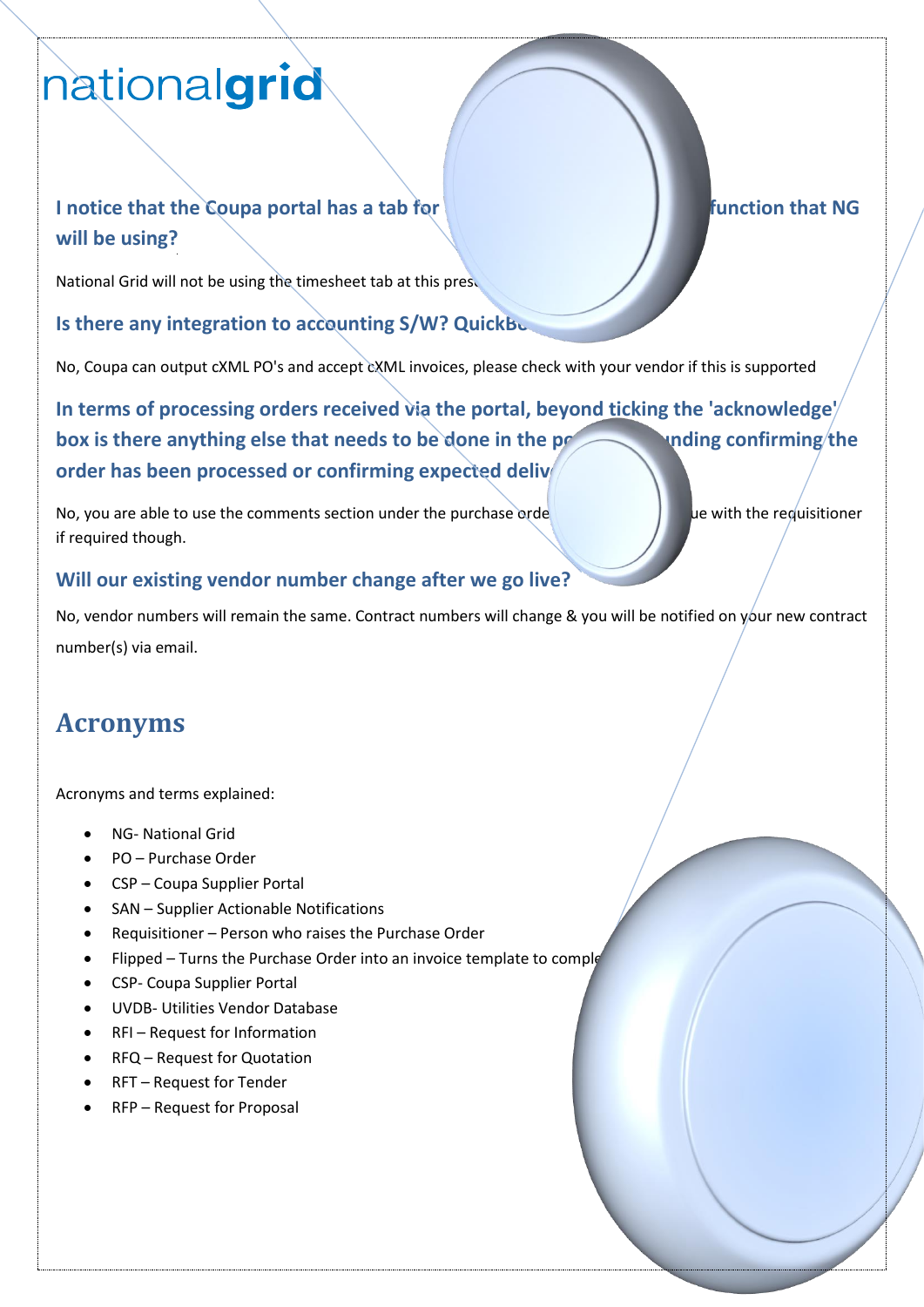nationalgrid

### I notice that the Coupa portal has a tab for function that NG will be using?

National Grid will not be using the timesheet tab at this pres

### Is there any integration to accounting S/W? QuickBo

No, Coupa can output cXML PO's and accept cXML invoices, please check with your vendor if this is supported

### In terms of processing orders received via the portal, beyond ticking the 'acknowledge' box is there anything else that needs to be done in the po nding confirming the order has been processed or confirming expected deliv

No, you are able to use the comments section under the purchase orde ue with the requisitioner if required though.

### Will our existing vendor number change after we go live?

No, vendor numbers will remain the same. Contract numbers will change & you will be notified on your new contract number(s) via email.

## Acronyms

Acronyms and terms explained:

- NG- National Grid
- PO – Purchase Order
- CSP – Coupa Supplier Portal
- SAN – Supplier Actionable Notifications
- Requisitioner – Person who raises the Purchase Order
- Flipped – Turns the Purchase Order into an invoice template to comple
- CSP- Coupa Supplier Portal
- UVDB- Utilities Vendor Database
- RFI – Request for Information
- RFQ – Request for Quotation
- RFT – Request for Tender
- RFP – Request for Proposal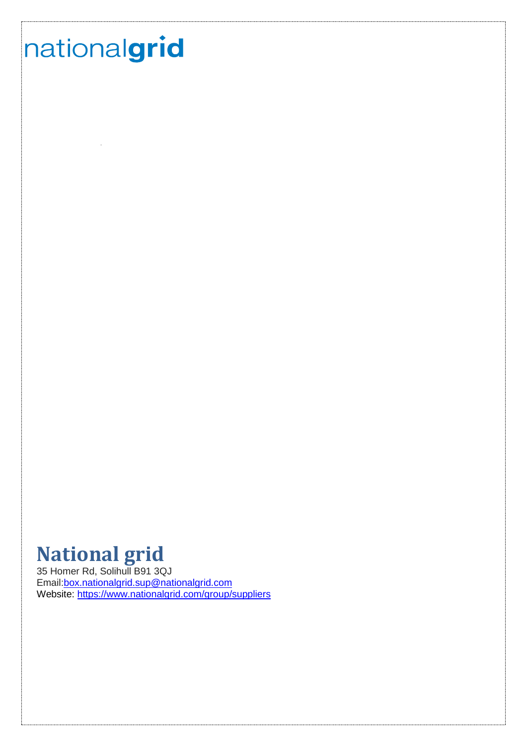nationalgrid

# National grid

35 Homer Rd, Solihull B91 3QJ
Email:box.nationalgrid.sup@nationalgrid.com
Website: https://www.nationalgrid.com/group/suppliers